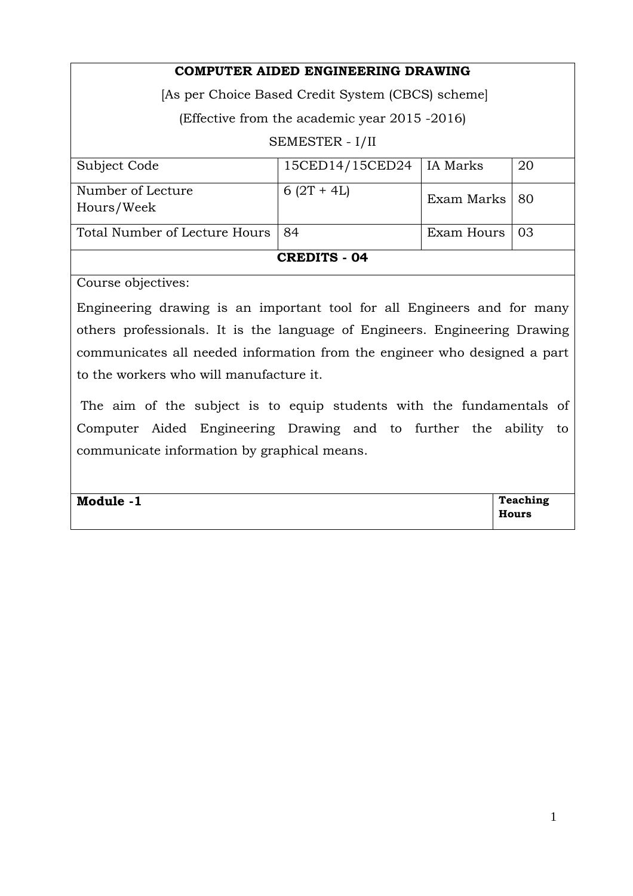**COMPUTER AIDED ENGINEERING DRAWING**

[As per Choice Based Credit System (CBCS) scheme]

(Effective from the academic year 2015 -2016)

SEMESTER - I/II

| Subject Code | 15CED14/15CED24 | IA Marks | 20 |
|---|---|---|---|
| Number of Lecture Hours/Week | 6 (2T + 4L) | Exam Marks | 80 |
| Total Number of Lecture Hours | 84 | Exam Hours | 03 |

**CREDITS - 04**

Course objectives:

Engineering drawing is an important tool for all Engineers and for many others professionals. It is the language of Engineers. Engineering Drawing communicates all needed information from the engineer who designed a part to the workers who will manufacture it.

The aim of the subject is to equip students with the fundamentals of Computer Aided Engineering Drawing and to further the ability to communicate information by graphical means.

| **Module -1** | **Teaching Hours** |
|---|---|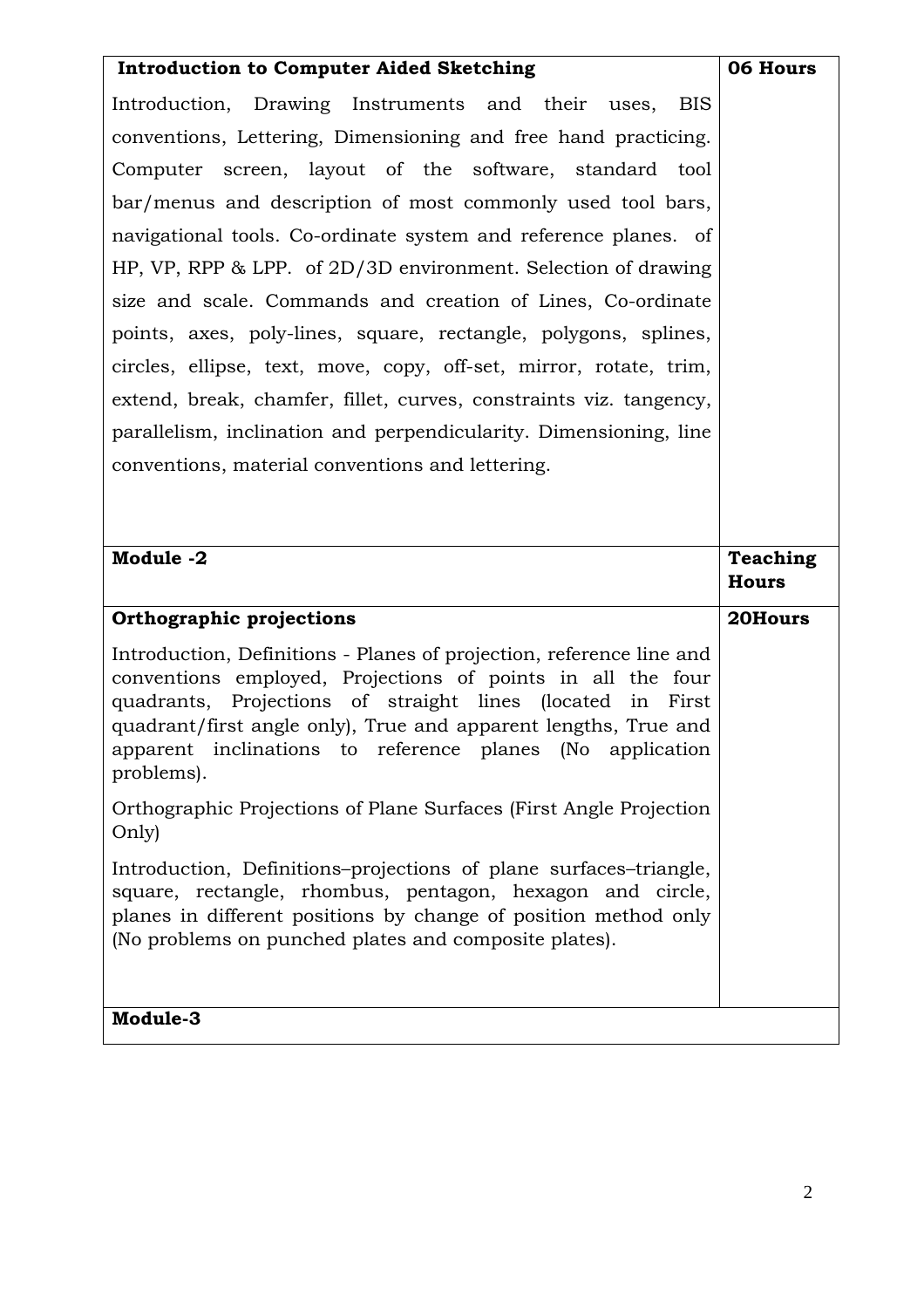| **Introduction to Computer Aided Sketching** | **06 Hours** |
|---|---|
| Introduction, Drawing Instruments and their uses, BIS conventions, Lettering, Dimensioning and free hand practicing. Computer screen, layout of the software, standard tool bar/menus and description of most commonly used tool bars, navigational tools. Co-ordinate system and reference planes. of HP, VP, RPP & LPP. of 2D/3D environment. Selection of drawing size and scale. Commands and creation of Lines, Co-ordinate points, axes, poly-lines, square, rectangle, polygons, splines, circles, ellipse, text, move, copy, off-set, mirror, rotate, trim, extend, break, chamfer, fillet, curves, constraints viz. tangency, parallelism, inclination and perpendicularity. Dimensioning, line conventions, material conventions and lettering. | |
| **Module -2** | **Teaching Hours** |
| **Orthographic projections** | **20Hours** |
| Introduction, Definitions - Planes of projection, reference line and conventions employed, Projections of points in all the four quadrants, Projections of straight lines (located in First quadrant/first angle only), True and apparent lengths, True and apparent inclinations to reference planes (No application problems).<br><br>Orthographic Projections of Plane Surfaces (First Angle Projection Only)<br><br>Introduction, Definitions–projections of plane surfaces–triangle, square, rectangle, rhombus, pentagon, hexagon and circle, planes in different positions by change of position method only (No problems on punched plates and composite plates). | |
| **Module-3** | |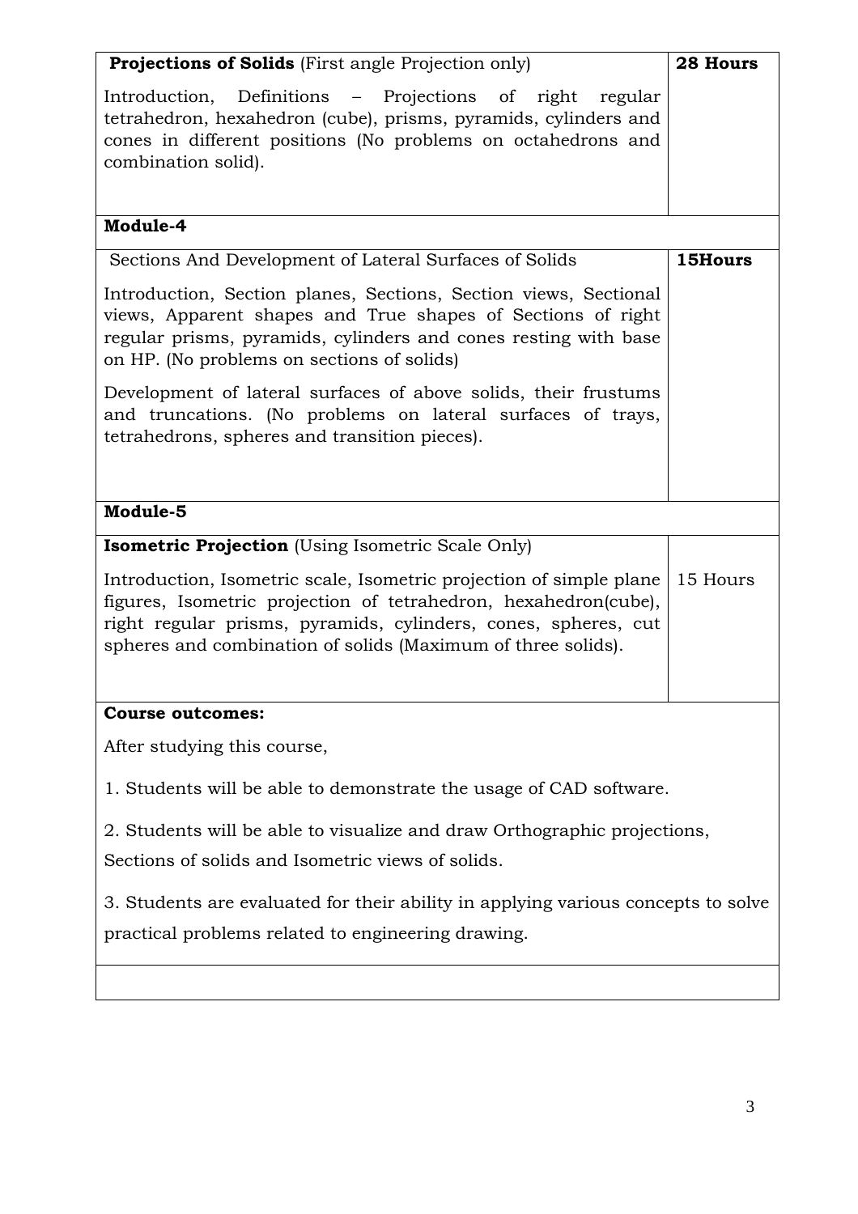| **Projections of Solids** (First angle Projection only) | **28 Hours** |
|---|---|
| Introduction, Definitions – Projections of right regular tetrahedron, hexahedron (cube), prisms, pyramids, cylinders and cones in different positions (No problems on octahedrons and combination solid). | |
| **Module-4** | |
| Sections And Development of Lateral Surfaces of Solids | **15Hours** |
| Introduction, Section planes, Sections, Section views, Sectional views, Apparent shapes and True shapes of Sections of right regular prisms, pyramids, cylinders and cones resting with base on HP. (No problems on sections of solids)<br><br>Development of lateral surfaces of above solids, their frustums and truncations. (No problems on lateral surfaces of trays, tetrahedrons, spheres and transition pieces). | |
| **Module-5** | |
| **Isometric Projection** (Using Isometric Scale Only) | |
| Introduction, Isometric scale, Isometric projection of simple plane figures, Isometric projection of tetrahedron, hexahedron(cube), right regular prisms, pyramids, cylinders, cones, spheres, cut spheres and combination of solids (Maximum of three solids). | 15 Hours |

**Course outcomes:**

After studying this course,

1. Students will be able to demonstrate the usage of CAD software.

2. Students will be able to visualize and draw Orthographic projections, Sections of solids and Isometric views of solids.

3. Students are evaluated for their ability in applying various concepts to solve practical problems related to engineering drawing.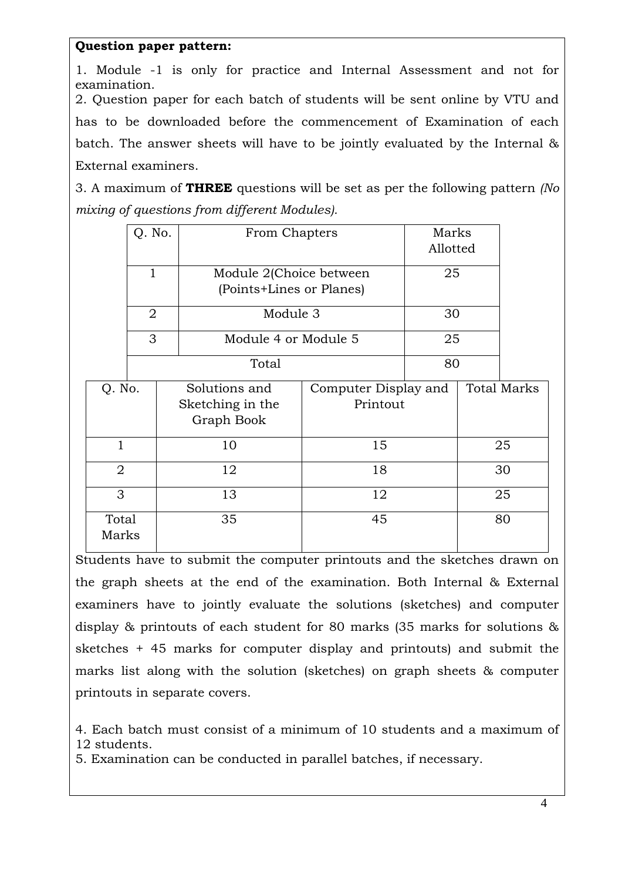**Question paper pattern:**

1. Module -1 is only for practice and Internal Assessment and not for examination.
2. Question paper for each batch of students will be sent online by VTU and has to be downloaded before the commencement of Examination of each batch. The answer sheets will have to be jointly evaluated by the Internal & External examiners.
3. A maximum of **THREE** questions will be set as per the following pattern *(No mixing of questions from different Modules)*.

| Q. No. | From Chapters | Marks Allotted |
|---|---|---|
| 1 | Module 2(Choice between (Points+Lines or Planes) | 25 |
| 2 | Module 3 | 30 |
| 3 | Module 4 or Module 5 | 25 |
| | Total | 80 |

| Q. No. | Solutions and Sketching in the Graph Book | Computer Display and Printout | Total Marks |
|---|---|---|---|
| 1 | 10 | 15 | 25 |
| 2 | 12 | 18 | 30 |
| 3 | 13 | 12 | 25 |
| Total Marks | 35 | 45 | 80 |

Students have to submit the computer printouts and the sketches drawn on the graph sheets at the end of the examination. Both Internal & External examiners have to jointly evaluate the solutions (sketches) and computer display & printouts of each student for 80 marks (35 marks for solutions & sketches + 45 marks for computer display and printouts) and submit the marks list along with the solution (sketches) on graph sheets & computer printouts in separate covers.

4. Each batch must consist of a minimum of 10 students and a maximum of 12 students.
5. Examination can be conducted in parallel batches, if necessary.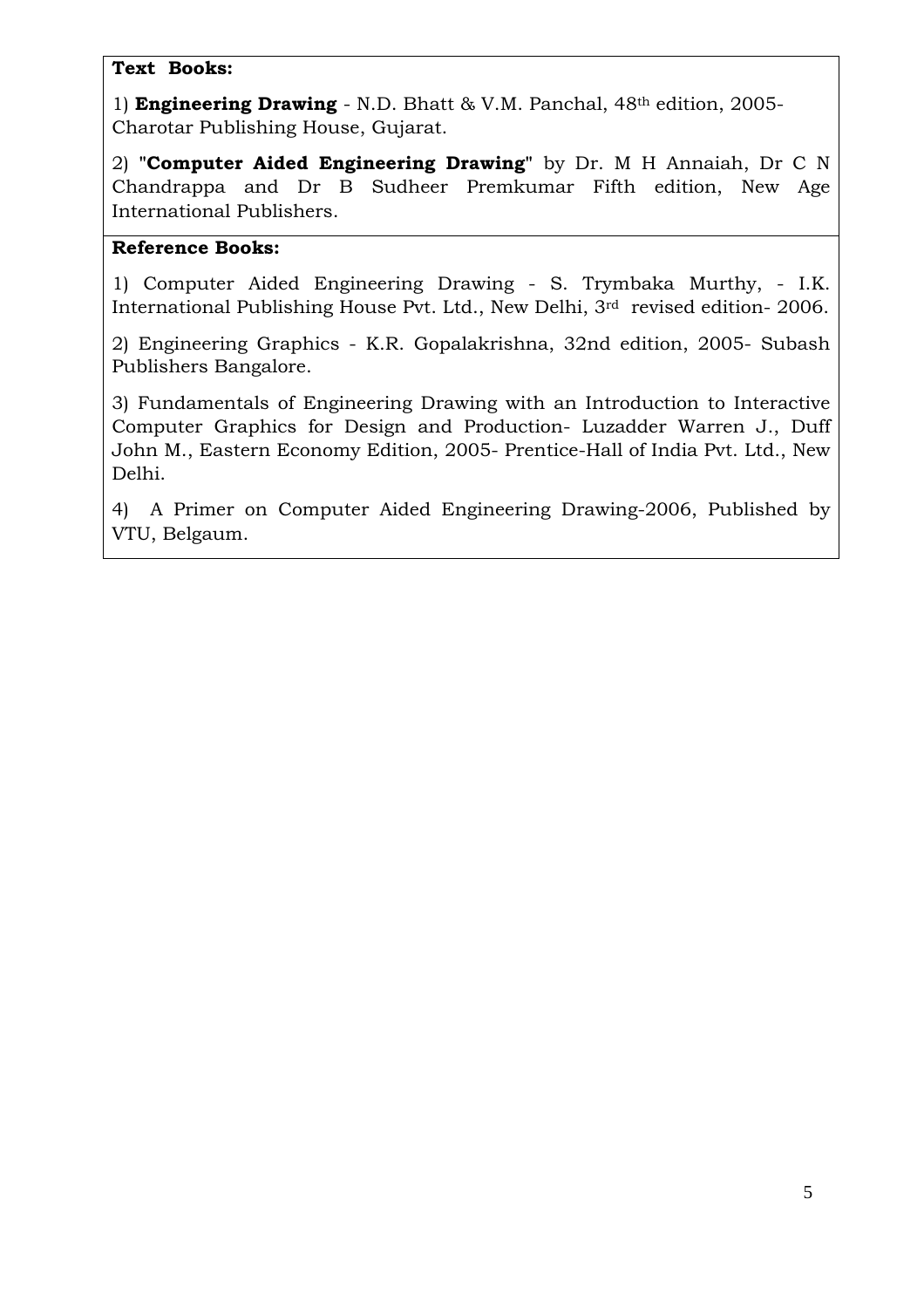**Text Books:**

1) **Engineering Drawing** - N.D. Bhatt & V.M. Panchal, 48$^{th}$ edition, 2005- Charotar Publishing House, Gujarat.

2) "**Computer Aided Engineering Drawing**" by Dr. M H Annaiah, Dr C N Chandrappa and Dr B Sudheer Premkumar Fifth edition, New Age International Publishers.

**Reference Books:**

1) Computer Aided Engineering Drawing - S. Trymbaka Murthy, - I.K. International Publishing House Pvt. Ltd., New Delhi, 3$^{rd}$ revised edition- 2006.

2) Engineering Graphics - K.R. Gopalakrishna, 32nd edition, 2005- Subash Publishers Bangalore.

3) Fundamentals of Engineering Drawing with an Introduction to Interactive Computer Graphics for Design and Production- Luzadder Warren J., Duff John M., Eastern Economy Edition, 2005- Prentice-Hall of India Pvt. Ltd., New Delhi.

4) A Primer on Computer Aided Engineering Drawing-2006, Published by VTU, Belgaum.